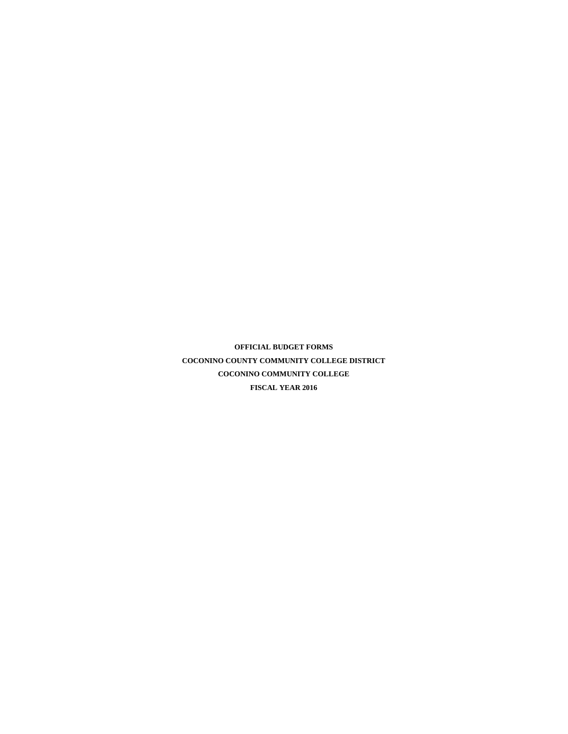**OFFICIAL BUDGET FORMS**

**COCONINO COUNTY COMMUNITY COLLEGE DISTRICT**

**COCONINO COMMUNITY COLLEGE**

**FISCAL YEAR 2016**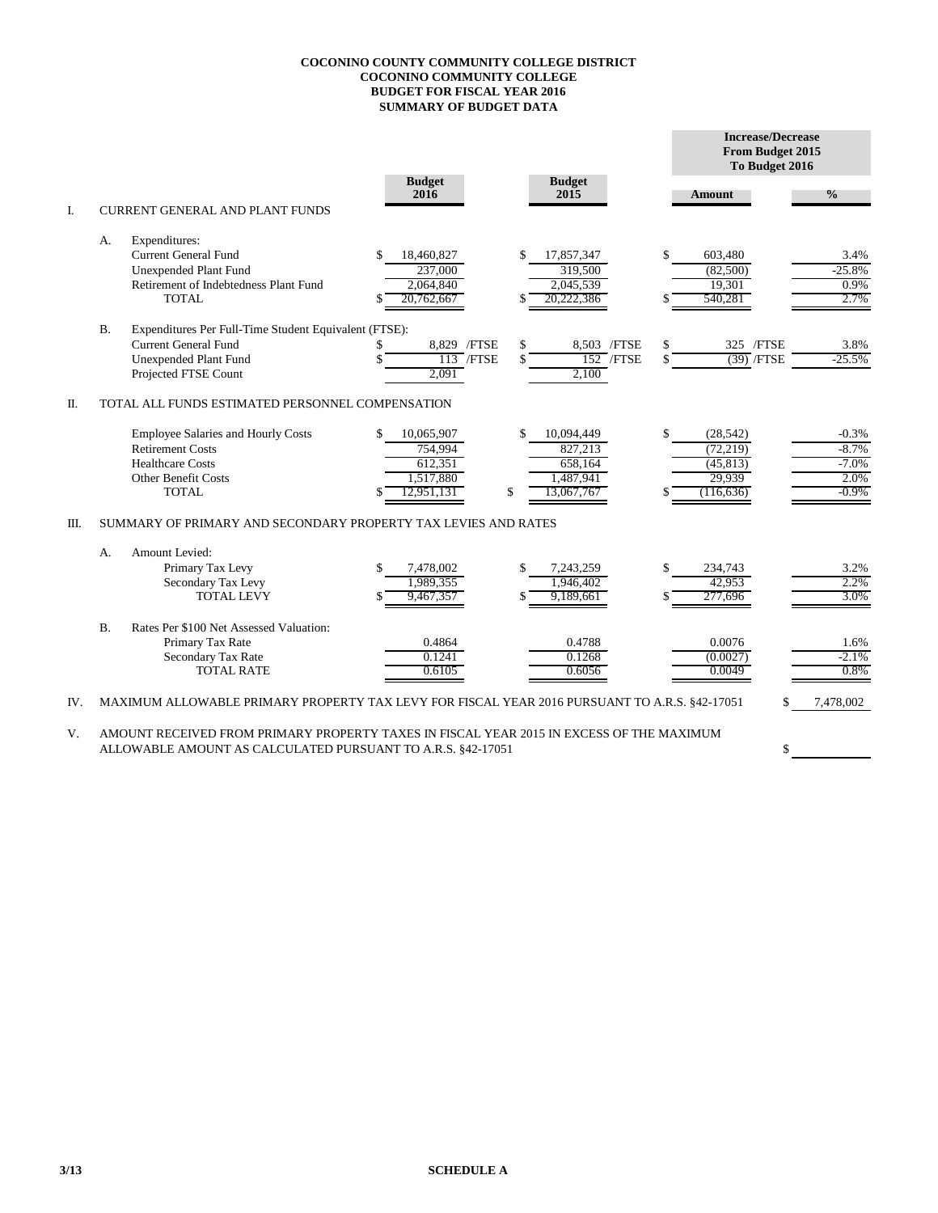**COCONINO COUNTY COMMUNITY COLLEGE DISTRICT**
**COCONINO COMMUNITY COLLEGE**
**BUDGET FOR FISCAL YEAR 2016**
**SUMMARY OF BUDGET DATA**

| | | | Budget 2016 | Budget 2015 | Increase/Decrease From Budget 2015 To Budget 2016 | |
|---|---|---|---|---|---|---|
| | | | | | **Amount** | **%** |
| I. | CURRENT GENERAL AND PLANT FUNDS | | | | | |
| | A. | Expenditures: | | | | |
| | | Current General Fund | $ 18,460,827 | $ 17,857,347 | $ 603,480 | 3.4% |
| | | Unexpended Plant Fund | 237,000 | 319,500 | (82,500) | -25.8% |
| | | Retirement of Indebtedness Plant Fund | 2,064,840 | 2,045,539 | 19,301 | 0.9% |
| | | TOTAL | $ 20,762,667 | $ 20,222,386 | $ 540,281 | 2.7% |
| | B. | Expenditures Per Full-Time Student Equivalent (FTSE): | | | | |
| | | Current General Fund | $ 8,829 /FTSE | $ 8,503 /FTSE | $ 325 /FTSE | 3.8% |
| | | Unexpended Plant Fund | $ 113 /FTSE | $ 152 /FTSE | $ (39) /FTSE | -25.5% |
| | | Projected FTSE Count | 2,091 | 2,100 | | |
| II. | TOTAL ALL FUNDS ESTIMATED PERSONNEL COMPENSATION | | | | | |
| | | Employee Salaries and Hourly Costs | $ 10,065,907 | $ 10,094,449 | $ (28,542) | -0.3% |
| | | Retirement Costs | 754,994 | 827,213 | (72,219) | -8.7% |
| | | Healthcare Costs | 612,351 | 658,164 | (45,813) | -7.0% |
| | | Other Benefit Costs | 1,517,880 | 1,487,941 | 29,939 | 2.0% |
| | | TOTAL | $ 12,951,131 | $ 13,067,767 | $ (116,636) | -0.9% |
| III. | SUMMARY OF PRIMARY AND SECONDARY PROPERTY TAX LEVIES AND RATES | | | | | |
| | A. | Amount Levied: | | | | |
| | | Primary Tax Levy | $ 7,478,002 | $ 7,243,259 | $ 234,743 | 3.2% |
| | | Secondary Tax Levy | 1,989,355 | 1,946,402 | 42,953 | 2.2% |
| | | TOTAL LEVY | $ 9,467,357 | $ 9,189,661 | $ 277,696 | 3.0% |
| | B. | Rates Per $100 Net Assessed Valuation: | | | | |
| | | Primary Tax Rate | 0.4864 | 0.4788 | 0.0076 | 1.6% |
| | | Secondary Tax Rate | 0.1241 | 0.1268 | (0.0027) | -2.1% |
| | | TOTAL RATE | 0.6105 | 0.6056 | 0.0049 | 0.8% |

IV. MAXIMUM ALLOWABLE PRIMARY PROPERTY TAX LEVY FOR FISCAL YEAR 2016 PURSUANT TO A.R.S. §42-17051 $ 7,478,002

V. AMOUNT RECEIVED FROM PRIMARY PROPERTY TAXES IN FISCAL YEAR 2015 IN EXCESS OF THE MAXIMUM ALLOWABLE AMOUNT AS CALCULATED PURSUANT TO A.R.S. §42-17051 $

3/13 **SCHEDULE A**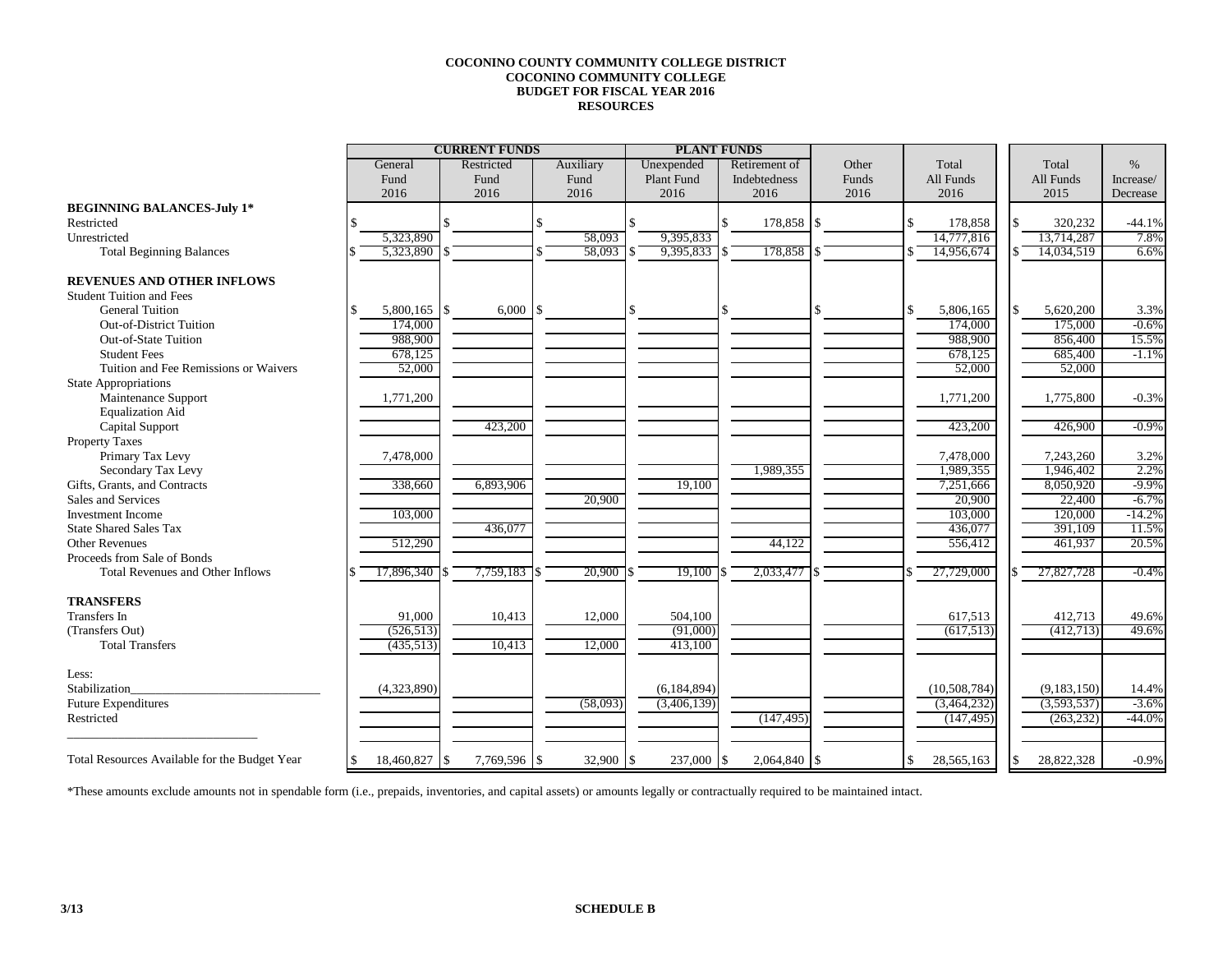**COCONINO COUNTY COMMUNITY COLLEGE DISTRICT**
**COCONINO COMMUNITY COLLEGE**
**BUDGET FOR FISCAL YEAR 2016**
**RESOURCES**

| | CURRENT FUNDS | | | PLANT FUNDS | | | | | |
|---|---|---|---|---|---|---|---|---|---|
| | General Fund 2016 | Restricted Fund 2016 | Auxiliary Fund 2016 | Unexpended Plant Fund 2016 | Retirement of Indebtedness 2016 | Other Funds 2016 | Total All Funds 2016 | Total All Funds 2015 | % Increase/ Decrease |
| **BEGINNING BALANCES-July 1*** | | | | | | | | | |
| Restricted | $ | $ | $ | $ | $ 178,858 | $ | $ 178,858 | $ 320,232 | -44.1% |
| Unrestricted | 5,323,890 | | 58,093 | 9,395,833 | | | 14,777,816 | 13,714,287 | 7.8% |
| Total Beginning Balances | $ 5,323,890 | $ | $ 58,093 | $ 9,395,833 | $ 178,858 | $ | $ 14,956,674 | $ 14,034,519 | 6.6% |
| **REVENUES AND OTHER INFLOWS** | | | | | | | | | |
| Student Tuition and Fees | | | | | | | | | |
| General Tuition | $ 5,800,165 | $ 6,000 | $ | $ | $ | $ | $ 5,806,165 | $ 5,620,200 | 3.3% |
| Out-of-District Tuition | 174,000 | | | | | | 174,000 | 175,000 | -0.6% |
| Out-of-State Tuition | 988,900 | | | | | | 988,900 | 856,400 | 15.5% |
| Student Fees | 678,125 | | | | | | 678,125 | 685,400 | -1.1% |
| Tuition and Fee Remissions or Waivers | 52,000 | | | | | | 52,000 | 52,000 | |
| State Appropriations | | | | | | | | | |
| Maintenance Support | 1,771,200 | | | | | | 1,771,200 | 1,775,800 | -0.3% |
| Equalization Aid | | | | | | | | | |
| Capital Support | | 423,200 | | | | | 423,200 | 426,900 | -0.9% |
| Property Taxes | | | | | | | | | |
| Primary Tax Levy | 7,478,000 | | | | | | 7,478,000 | 7,243,260 | 3.2% |
| Secondary Tax Levy | | | | | 1,989,355 | | 1,989,355 | 1,946,402 | 2.2% |
| Gifts, Grants, and Contracts | 338,660 | 6,893,906 | | 19,100 | | | 7,251,666 | 8,050,920 | -9.9% |
| Sales and Services | | | 20,900 | | | | 20,900 | 22,400 | -6.7% |
| Investment Income | 103,000 | | | | | | 103,000 | 120,000 | -14.2% |
| State Shared Sales Tax | | 436,077 | | | | | 436,077 | 391,109 | 11.5% |
| Other Revenues | 512,290 | | | | 44,122 | | 556,412 | 461,937 | 20.5% |
| Proceeds from Sale of Bonds | | | | | | | | | |
| Total Revenues and Other Inflows | $ 17,896,340 | $ 7,759,183 | $ 20,900 | $ 19,100 | $ 2,033,477 | $ | $ 27,729,000 | $ 27,827,728 | -0.4% |
| **TRANSFERS** | | | | | | | | | |
| Transfers In | 91,000 | 10,413 | 12,000 | 504,100 | | | 617,513 | 412,713 | 49.6% |
| (Transfers Out) | (526,513) | | | (91,000) | | | (617,513) | (412,713) | 49.6% |
| Total Transfers | (435,513) | 10,413 | 12,000 | 413,100 | | | | | |
| Less: | | | | | | | | | |
| Stabilization_______________________________ | (4,323,890) | | | (6,184,894) | | | (10,508,784) | (9,183,150) | 14.4% |
| Future Expenditures | | | (58,093) | (3,406,139) | | | (3,464,232) | (3,593,537) | -3.6% |
| Restricted | | | | | (147,495) | | (147,495) | (263,232) | -44.0% |
| _______________________________ | | | | | | | | | |
| Total Resources Available for the Budget Year | $ 18,460,827 | $ 7,769,596 | $ 32,900 | $ 237,000 | $ 2,064,840 | $ | $ 28,565,163 | $ 28,822,328 | -0.9% |

*These amounts exclude amounts not in spendable form (i.e., prepaids, inventories, and capital assets) or amounts legally or contractually required to be maintained intact.

3/13 **SCHEDULE B**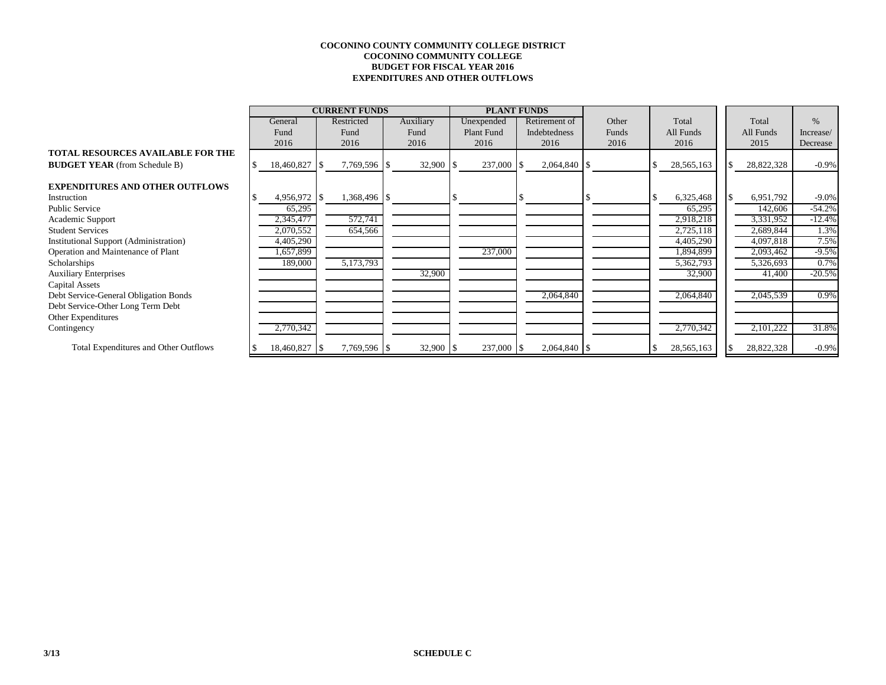**COCONINO COUNTY COMMUNITY COLLEGE DISTRICT**
**COCONINO COMMUNITY COLLEGE**
**BUDGET FOR FISCAL YEAR 2016**
**EXPENDITURES AND OTHER OUTFLOWS**

| | CURRENT FUNDS | | | PLANT FUNDS | | | | | |
|---|---|---|---|---|---|---|---|---|---|
| | General Fund 2016 | Restricted Fund 2016 | Auxiliary Fund 2016 | Unexpended Plant Fund 2016 | Retirement of Indebtedness 2016 | Other Funds 2016 | Total All Funds 2016 | Total All Funds 2015 | % Increase/ Decrease |
| **TOTAL RESOURCES AVAILABLE FOR THE BUDGET YEAR** (from Schedule B) | $ 18,460,827 | $ 7,769,596 | $ 32,900 | $ 237,000 | $ 2,064,840 | $ | $ 28,565,163 | $ 28,822,328 | -0.9% |
| **EXPENDITURES AND OTHER OUTFLOWS** | | | | | | | | | |
| Instruction | $ 4,956,972 | $ 1,368,496 | $ | $ | $ | $ | $ 6,325,468 | $ 6,951,792 | -9.0% |
| Public Service | 65,295 | | | | | | 65,295 | 142,606 | -54.2% |
| Academic Support | 2,345,477 | 572,741 | | | | | 2,918,218 | 3,331,952 | -12.4% |
| Student Services | 2,070,552 | 654,566 | | | | | 2,725,118 | 2,689,844 | 1.3% |
| Institutional Support (Administration) | 4,405,290 | | | | | | 4,405,290 | 4,097,818 | 7.5% |
| Operation and Maintenance of Plant | 1,657,899 | | | 237,000 | | | 1,894,899 | 2,093,462 | -9.5% |
| Scholarships | 189,000 | 5,173,793 | | | | | 5,362,793 | 5,326,693 | 0.7% |
| Auxiliary Enterprises | | | 32,900 | | | | 32,900 | 41,400 | -20.5% |
| Capital Assets | | | | | | | | | |
| Debt Service-General Obligation Bonds | | | | | 2,064,840 | | 2,064,840 | 2,045,539 | 0.9% |
| Debt Service-Other Long Term Debt | | | | | | | | | |
| Other Expenditures | | | | | | | | | |
| Contingency | 2,770,342 | | | | | | 2,770,342 | 2,101,222 | 31.8% |
| Total Expenditures and Other Outflows | $ 18,460,827 | $ 7,769,596 | $ 32,900 | $ 237,000 | $ 2,064,840 | $ | $ 28,565,163 | $ 28,822,328 | -0.9% |

3/13

SCHEDULE C